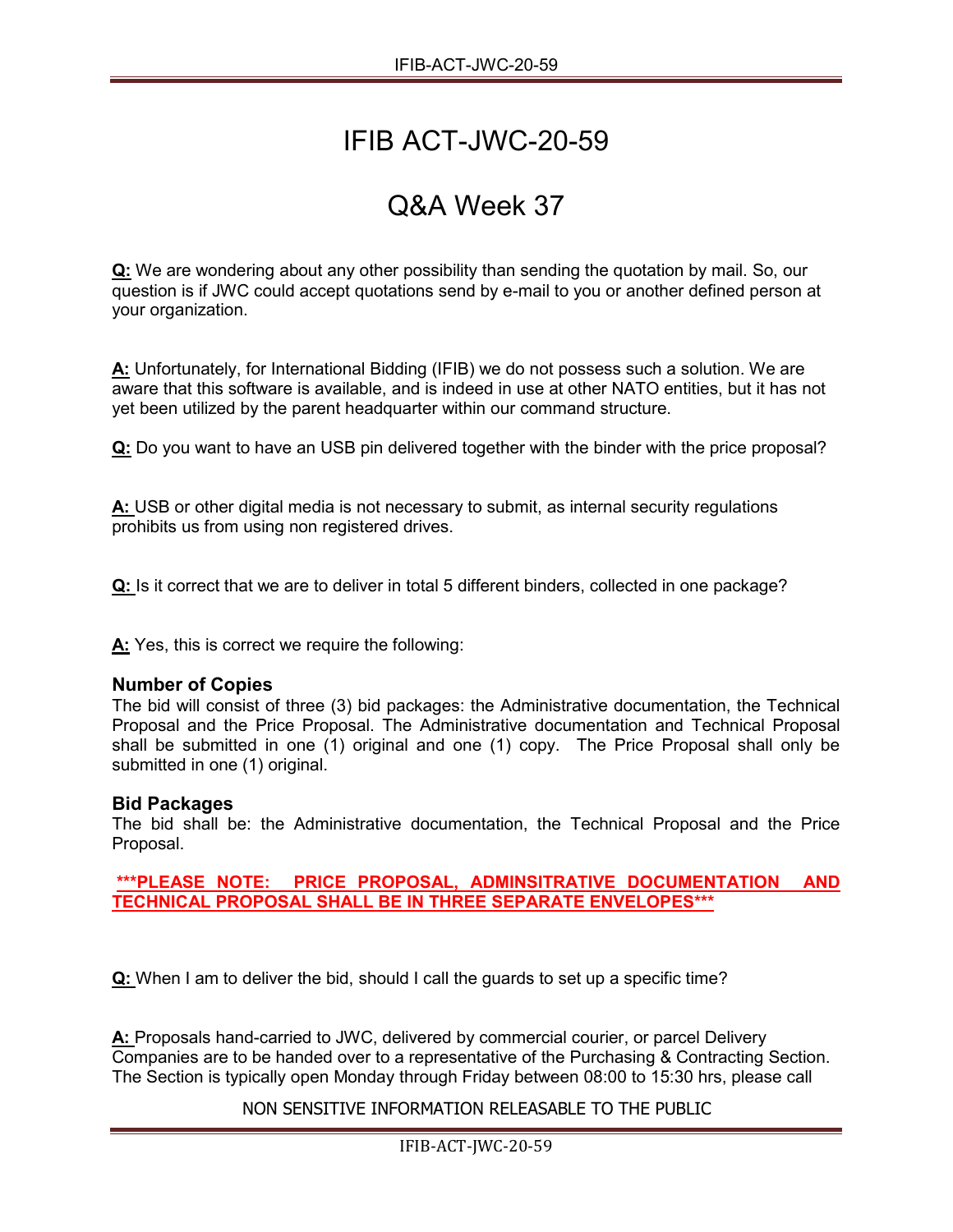// IFIB ACT-JWC-20-59

## Q&A Week 37

**Q:** We are wondering about any other possibility than sending the quotation by mail. So, our question is if JWC could accept quotations send by e-mail to you or another defined person at your organization.

**A:** Unfortunately, for International Bidding (IFIB) we do not possess such a solution. We are aware that this software is available, and is indeed in use at other NATO entities, but it has not yet been utilized by the parent headquarter within our command structure.

**Q:** Do you want to have an USB pin delivered together with the binder with the price proposal?

**A:** USB or other digital media is not necessary to submit, as internal security regulations prohibits us from using non registered drives.

**Q:** Is it correct that we are to deliver in total 5 different binders, collected in one package?

**A:** Yes, this is correct we require the following:

### Number of Copies

The bid will consist of three (3) bid packages: the Administrative documentation, the Technical Proposal and the Price Proposal. The Administrative documentation and Technical Proposal shall be submitted in one (1) original and one (1) copy. The Price Proposal shall only be submitted in one (1) original.

### Bid Packages

The bid shall be: the Administrative documentation, the Technical Proposal and the Price Proposal.

**\*\*\*PLEASE NOTE: PRICE PROPOSAL, ADMINSITRATIVE DOCUMENTATION AND TECHNICAL PROPOSAL SHALL BE IN THREE SEPARATE ENVELOPES\*\*\***

**Q:** When I am to deliver the bid, should I call the guards to set up a specific time?

**A:** Proposals hand-carried to JWC, delivered by commercial courier, or parcel Delivery Companies are to be handed over to a representative of the Purchasing & Contracting Section. The Section is typically open Monday through Friday between 08:00 to 15:30 hrs, please call

NON SENSITIVE INFORMATION RELEASABLE TO THE PUBLIC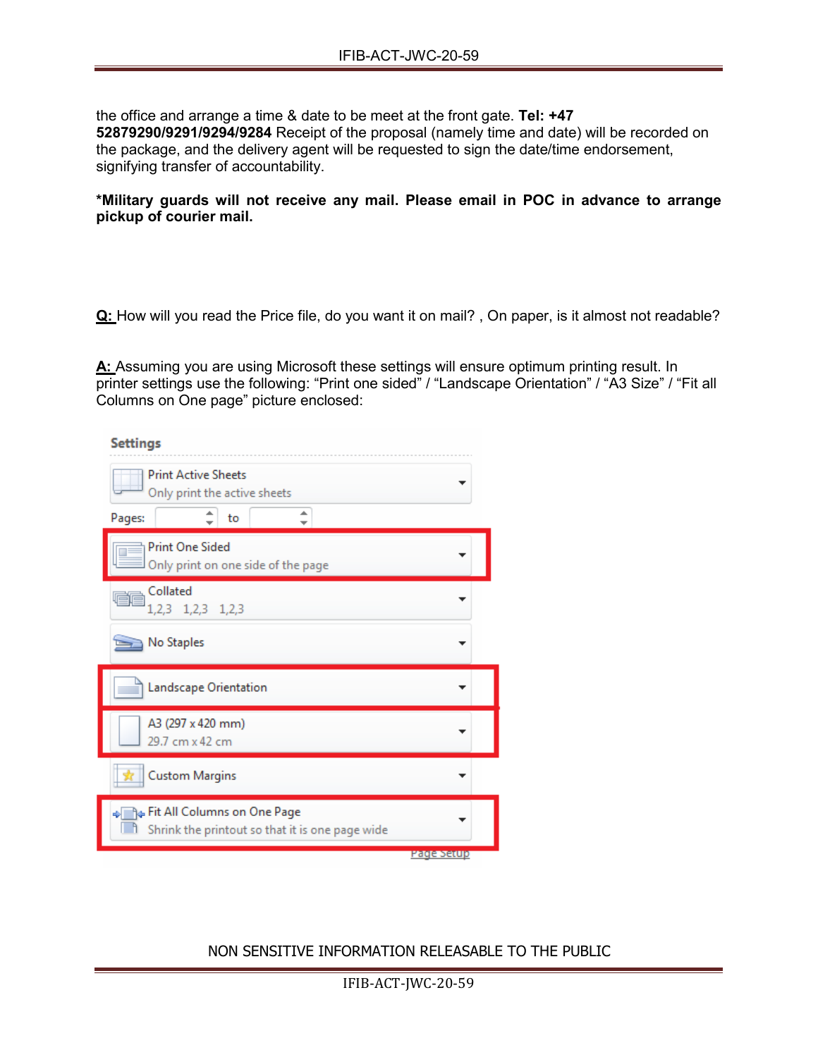the office and arrange a time & date to be meet at the front gate. **Tel: +47 52879290/9291/9294/9284** Receipt of the proposal (namely time and date) will be recorded on the package, and the delivery agent will be requested to sign the date/time endorsement, signifying transfer of accountability.

***Military guards will not receive any mail. Please email in POC in advance to arrange pickup of courier mail.**

<u>Q:</u> How will you read the Price file, do you want it on mail? , On paper, is it almost not readable?

<u>A:</u> Assuming you are using Microsoft these settings will ensure optimum printing result. In printer settings use the following: “Print one sided” / “Landscape Orientation” / “A3 Size” / “Fit all Columns on One page” picture enclosed:

Settings

Print Active Sheets
Only print the active sheets

Pages: to

Print One Sided
Only print on one side of the page

Collated
1,2,3 1,2,3 1,2,3

No Staples

Landscape Orientation

A3 (297 x 420 mm)
29.7 cm x 42 cm

Custom Margins

Fit All Columns on One Page
Shrink the printout so that it is one page wide

Page Setup